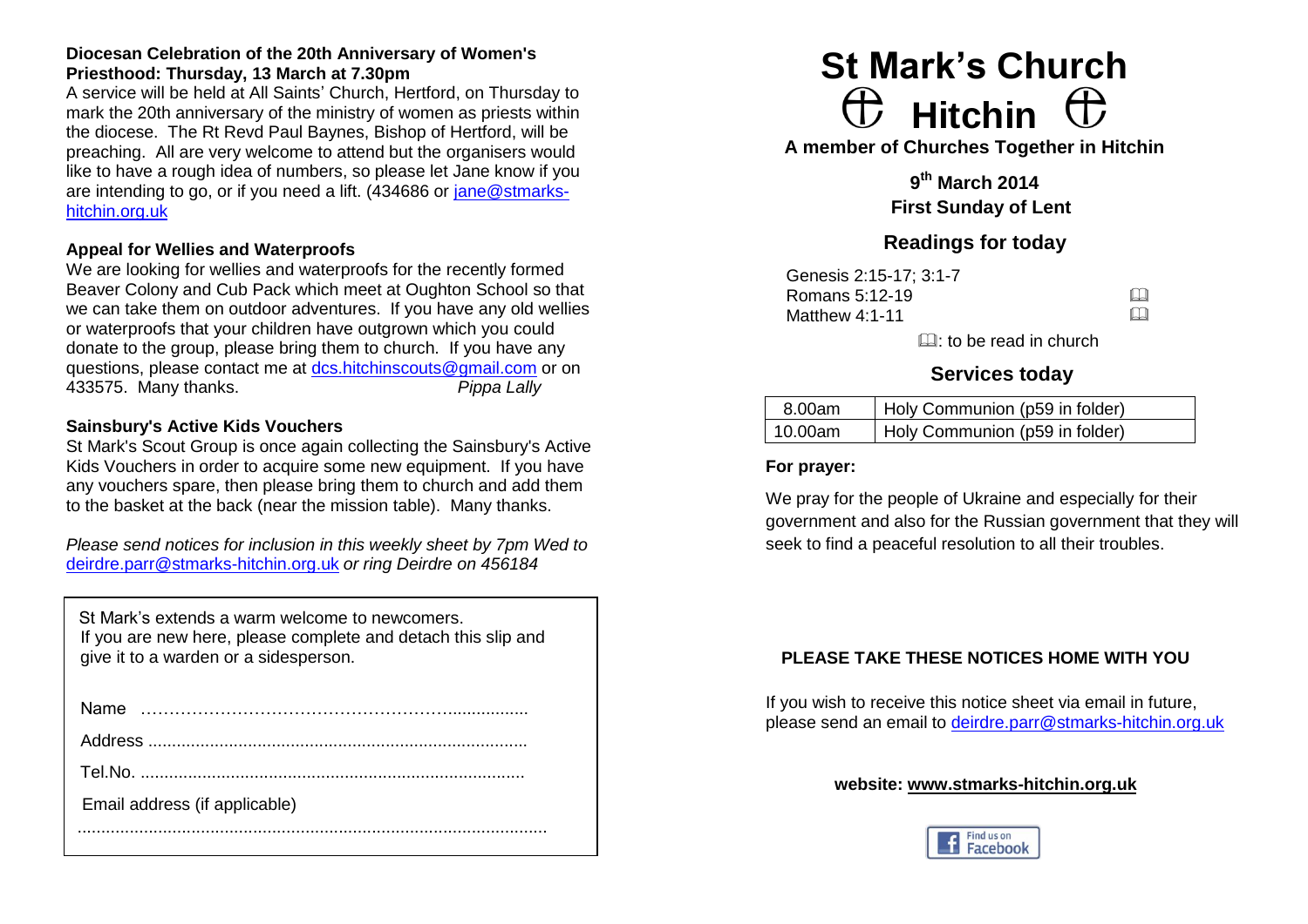**Diocesan Celebration of the 20th Anniversary of Women's Priesthood: Thursday, 13 March at 7.30pm**

A service will be held at All Saints' Church, Hertford, on Thursday to mark the 20th anniversary of the ministry of women as priests within the diocese. The Rt Revd Paul Baynes, Bishop of Hertford, will be preaching. All are very welcome to attend but the organisers would like to have a rough idea of numbers, so please let Jane know if you are intending to go, or if you need a lift. (434686 or jane@stmarks-hitchin.org.uk

**Appeal for Wellies and Waterproofs**

We are looking for wellies and waterproofs for the recently formed Beaver Colony and Cub Pack which meet at Oughton School so that we can take them on outdoor adventures. If you have any old wellies or waterproofs that your children have outgrown which you could donate to the group, please bring them to church. If you have any questions, please contact me at dcs.hitchinscouts@gmail.com or on 433575. Many thanks. *Pippa Lally*

**Sainsbury's Active Kids Vouchers**

St Mark's Scout Group is once again collecting the Sainsbury's Active Kids Vouchers in order to acquire some new equipment. If you have any vouchers spare, then please bring them to church and add them to the basket at the back (near the mission table). Many thanks.

*Please send notices for inclusion in this weekly sheet by 7pm Wed to* deirdre.parr@stmarks-hitchin.org.uk *or ring Deirdre on 456184*

St Mark's extends a warm welcome to newcomers.
If you are new here, please complete and detach this slip and give it to a warden or a sidesperson.

Name ………………………………………………….................

Address ................................................................................

Tel.No. .................................................................................

Email address (if applicable)

..................................................................................................

# St Mark's Church
# Hitchin

**A member of Churches Together in Hitchin**

**9th March 2014**
**First Sunday of Lent**

## Readings for today

Genesis 2:15-17; 3:1-7
Romans 5:12-19 📖
Matthew 4:1-11 📖

📖: to be read in church

## Services today

| 8.00am | Holy Communion (p59 in folder) |
|---|---|
| 10.00am | Holy Communion (p59 in folder) |

**For prayer:**

We pray for the people of Ukraine and especially for their government and also for the Russian government that they will seek to find a peaceful resolution to all their troubles.

**PLEASE TAKE THESE NOTICES HOME WITH YOU**

If you wish to receive this notice sheet via email in future, please send an email to deirdre.parr@stmarks-hitchin.org.uk

**website: www.stmarks-hitchin.org.uk**

Find us on Facebook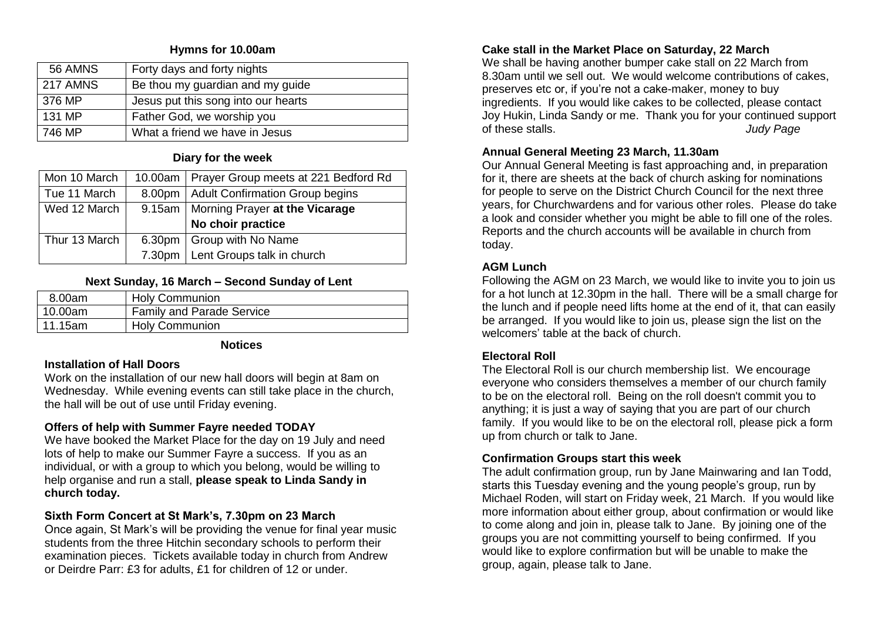### Hymns for 10.00am

| | |
|---|---|
| 56 AMNS | Forty days and forty nights |
| 217 AMNS | Be thou my guardian and my guide |
| 376 MP | Jesus put this song into our hearts |
| 131 MP | Father God, we worship you |
| 746 MP | What a friend we have in Jesus |

### Diary for the week

| | | |
|---|---|---|
| Mon 10 March | 10.00am | Prayer Group meets at 221 Bedford Rd |
| Tue 11 March | 8.00pm | Adult Confirmation Group begins |
| Wed 12 March | 9.15am | Morning Prayer **at the Vicarage** |
| | | **No choir practice** |
| Thur 13 March | 6.30pm | Group with No Name |
| | 7.30pm | Lent Groups talk in church |

### Next Sunday, 16 March – Second Sunday of Lent

| | |
|---|---|
| 8.00am | Holy Communion |
| 10.00am | Family and Parade Service |
| 11.15am | Holy Communion |

## Notices

**Installation of Hall Doors**

Work on the installation of our new hall doors will begin at 8am on Wednesday. While evening events can still take place in the church, the hall will be out of use until Friday evening.

**Offers of help with Summer Fayre needed TODAY**

We have booked the Market Place for the day on 19 July and need lots of help to make our Summer Fayre a success. If you as an individual, or with a group to which you belong, would be willing to help organise and run a stall, **please speak to Linda Sandy in church today.**

**Sixth Form Concert at St Mark's, 7.30pm on 23 March**

Once again, St Mark's will be providing the venue for final year music students from the three Hitchin secondary schools to perform their examination pieces. Tickets available today in church from Andrew or Deirdre Parr: £3 for adults, £1 for children of 12 or under.

**Cake stall in the Market Place on Saturday, 22 March**

We shall be having another bumper cake stall on 22 March from 8.30am until we sell out. We would welcome contributions of cakes, preserves etc or, if you're not a cake-maker, money to buy ingredients. If you would like cakes to be collected, please contact Joy Hukin, Linda Sandy or me. Thank you for your continued support of these stalls. *Judy Page*

**Annual General Meeting 23 March, 11.30am**

Our Annual General Meeting is fast approaching and, in preparation for it, there are sheets at the back of church asking for nominations for people to serve on the District Church Council for the next three years, for Churchwardens and for various other roles. Please do take a look and consider whether you might be able to fill one of the roles. Reports and the church accounts will be available in church from today.

**AGM Lunch**

Following the AGM on 23 March, we would like to invite you to join us for a hot lunch at 12.30pm in the hall. There will be a small charge for the lunch and if people need lifts home at the end of it, that can easily be arranged. If you would like to join us, please sign the list on the welcomers' table at the back of church.

**Electoral Roll**

The Electoral Roll is our church membership list. We encourage everyone who considers themselves a member of our church family to be on the electoral roll. Being on the roll doesn't commit you to anything; it is just a way of saying that you are part of our church family. If you would like to be on the electoral roll, please pick a form up from church or talk to Jane.

**Confirmation Groups start this week**

The adult confirmation group, run by Jane Mainwaring and Ian Todd, starts this Tuesday evening and the young people's group, run by Michael Roden, will start on Friday week, 21 March. If you would like more information about either group, about confirmation or would like to come along and join in, please talk to Jane. By joining one of the groups you are not committing yourself to being confirmed. If you would like to explore confirmation but will be unable to make the group, again, please talk to Jane.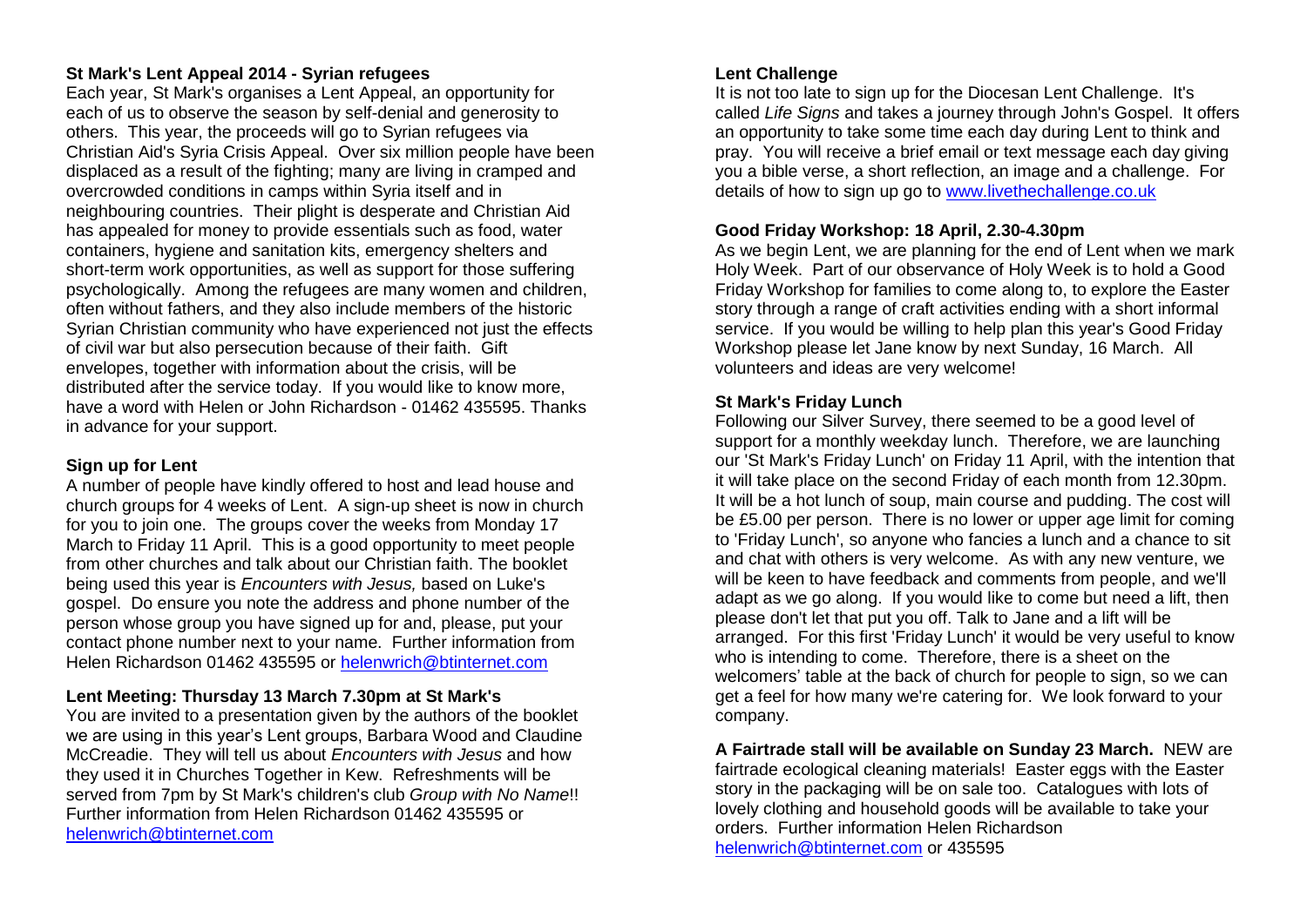### St Mark's Lent Appeal 2014 - Syrian refugees

Each year, St Mark's organises a Lent Appeal, an opportunity for each of us to observe the season by self-denial and generosity to others. This year, the proceeds will go to Syrian refugees via Christian Aid's Syria Crisis Appeal. Over six million people have been displaced as a result of the fighting; many are living in cramped and overcrowded conditions in camps within Syria itself and in neighbouring countries. Their plight is desperate and Christian Aid has appealed for money to provide essentials such as food, water containers, hygiene and sanitation kits, emergency shelters and short-term work opportunities, as well as support for those suffering psychologically. Among the refugees are many women and children, often without fathers, and they also include members of the historic Syrian Christian community who have experienced not just the effects of civil war but also persecution because of their faith. Gift envelopes, together with information about the crisis, will be distributed after the service today. If you would like to know more, have a word with Helen or John Richardson - 01462 435595. Thanks in advance for your support.

### Sign up for Lent

A number of people have kindly offered to host and lead house and church groups for 4 weeks of Lent. A sign-up sheet is now in church for you to join one. The groups cover the weeks from Monday 17 March to Friday 11 April. This is a good opportunity to meet people from other churches and talk about our Christian faith. The booklet being used this year is *Encounters with Jesus,* based on Luke's gospel. Do ensure you note the address and phone number of the person whose group you have signed up for and, please, put your contact phone number next to your name. Further information from Helen Richardson 01462 435595 or helenwrich@btinternet.com

### Lent Meeting: Thursday 13 March 7.30pm at St Mark's

You are invited to a presentation given by the authors of the booklet we are using in this year's Lent groups, Barbara Wood and Claudine McCreadie. They will tell us about *Encounters with Jesus* and how they used it in Churches Together in Kew. Refreshments will be served from 7pm by St Mark's children's club *Group with No Name*!! Further information from Helen Richardson 01462 435595 or helenwrich@btinternet.com

### Lent Challenge

It is not too late to sign up for the Diocesan Lent Challenge. It's called *Life Signs* and takes a journey through John's Gospel. It offers an opportunity to take some time each day during Lent to think and pray. You will receive a brief email or text message each day giving you a bible verse, a short reflection, an image and a challenge. For details of how to sign up go to www.livethechallenge.co.uk

### Good Friday Workshop: 18 April, 2.30-4.30pm

As we begin Lent, we are planning for the end of Lent when we mark Holy Week. Part of our observance of Holy Week is to hold a Good Friday Workshop for families to come along to, to explore the Easter story through a range of craft activities ending with a short informal service. If you would be willing to help plan this year's Good Friday Workshop please let Jane know by next Sunday, 16 March. All volunteers and ideas are very welcome!

### St Mark's Friday Lunch

Following our Silver Survey, there seemed to be a good level of support for a monthly weekday lunch. Therefore, we are launching our 'St Mark's Friday Lunch' on Friday 11 April, with the intention that it will take place on the second Friday of each month from 12.30pm. It will be a hot lunch of soup, main course and pudding. The cost will be £5.00 per person. There is no lower or upper age limit for coming to 'Friday Lunch', so anyone who fancies a lunch and a chance to sit and chat with others is very welcome. As with any new venture, we will be keen to have feedback and comments from people, and we'll adapt as we go along. If you would like to come but need a lift, then please don't let that put you off. Talk to Jane and a lift will be arranged. For this first 'Friday Lunch' it would be very useful to know who is intending to come. Therefore, there is a sheet on the welcomers' table at the back of church for people to sign, so we can get a feel for how many we're catering for. We look forward to your company.

**A Fairtrade stall will be available on Sunday 23 March.** NEW are fairtrade ecological cleaning materials! Easter eggs with the Easter story in the packaging will be on sale too. Catalogues with lots of lovely clothing and household goods will be available to take your orders. Further information Helen Richardson helenwrich@btinternet.com or 435595